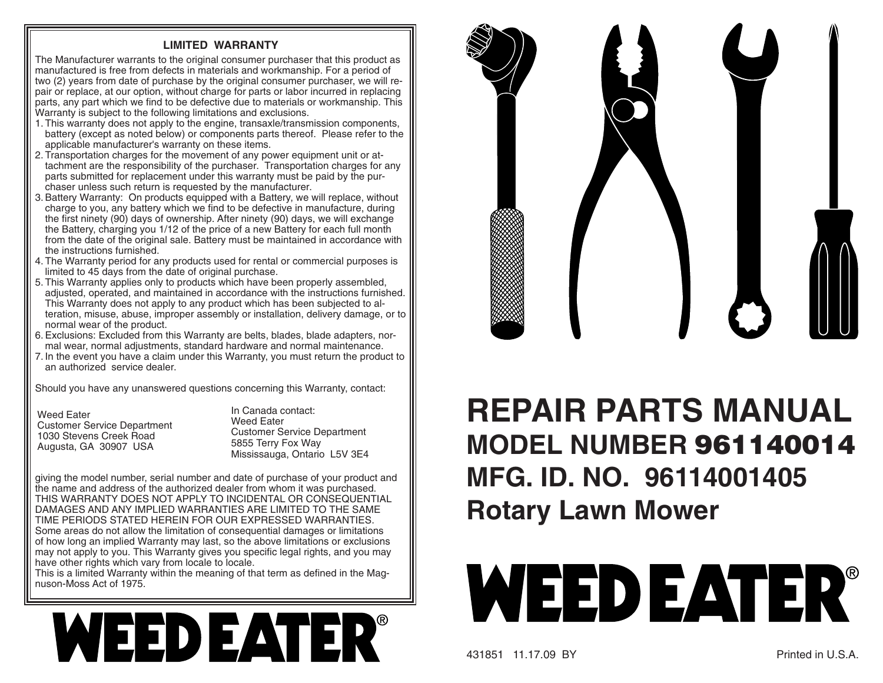## LIMITED WARRANTY

The Manufacturer warrants to the original consumer purchaser that this product as manufactured is free from defects in materials and workmanship. For a period of two (2) years from date of purchase by the original consumer purchaser, we will repair or replace, at our option, without charge for parts or labor incurred in replacing parts, any part which we find to be defective due to materials or workmanship. This Warranty is subject to the following limitations and exclusions.

1. This warranty does not apply to the engine, transaxle/transmission components, battery (except as noted below) or components parts thereof. Please refer to the applicable manufacturer's warranty on these items.
2. Transportation charges for the movement of any power equipment unit or attachment are the responsibility of the purchaser. Transportation charges for any parts submitted for replacement under this warranty must be paid by the purchaser unless such return is requested by the manufacturer.
3. Battery Warranty: On products equipped with a Battery, we will replace, without charge to you, any battery which we find to be defective in manufacture, during the first ninety (90) days of ownership. After ninety (90) days, we will exchange the Battery, charging you 1/12 of the price of a new Battery for each full month from the date of the original sale. Battery must be maintained in accordance with the instructions furnished.
4. The Warranty period for any products used for rental or commercial purposes is limited to 45 days from the date of original purchase.
5. This Warranty applies only to products which have been properly assembled, adjusted, operated, and maintained in accordance with the instructions furnished. This Warranty does not apply to any product which has been subjected to alteration, misuse, abuse, improper assembly or installation, delivery damage, or to normal wear of the product.
6. Exclusions: Excluded from this Warranty are belts, blades, blade adapters, normal wear, normal adjustments, standard hardware and normal maintenance.
7. In the event you have a claim under this Warranty, you must return the product to an authorized service dealer.

Should you have any unanswered questions concerning this Warranty, contact:

Weed Eater
Customer Service Department
1030 Stevens Creek Road
Augusta, GA 30907 USA

In Canada contact:
Weed Eater
Customer Service Department
5855 Terry Fox Way
Mississauga, Ontario L5V 3E4

giving the model number, serial number and date of purchase of your product and the name and address of the authorized dealer from whom it was purchased.
THIS WARRANTY DOES NOT APPLY TO INCIDENTAL OR CONSEQUENTIAL DAMAGES AND ANY IMPLIED WARRANTIES ARE LIMITED TO THE SAME TIME PERIODS STATED HEREIN FOR OUR EXPRESSED WARRANTIES.
Some areas do not allow the limitation of consequential damages or limitations of how long an implied Warranty may last, so the above limitations or exclusions may not apply to you. This Warranty gives you specific legal rights, and you may have other rights which vary from locale to locale.
This is a limited Warranty within the meaning of that term as defined in the Magnuson-Moss Act of 1975.

WEED EATER®

# REPAIR PARTS MANUAL

## MODEL NUMBER 961140014

## MFG. ID. NO. 96114001405

## Rotary Lawn Mower

WEED EATER®

431851 11.17.09 BY

Printed in U.S.A.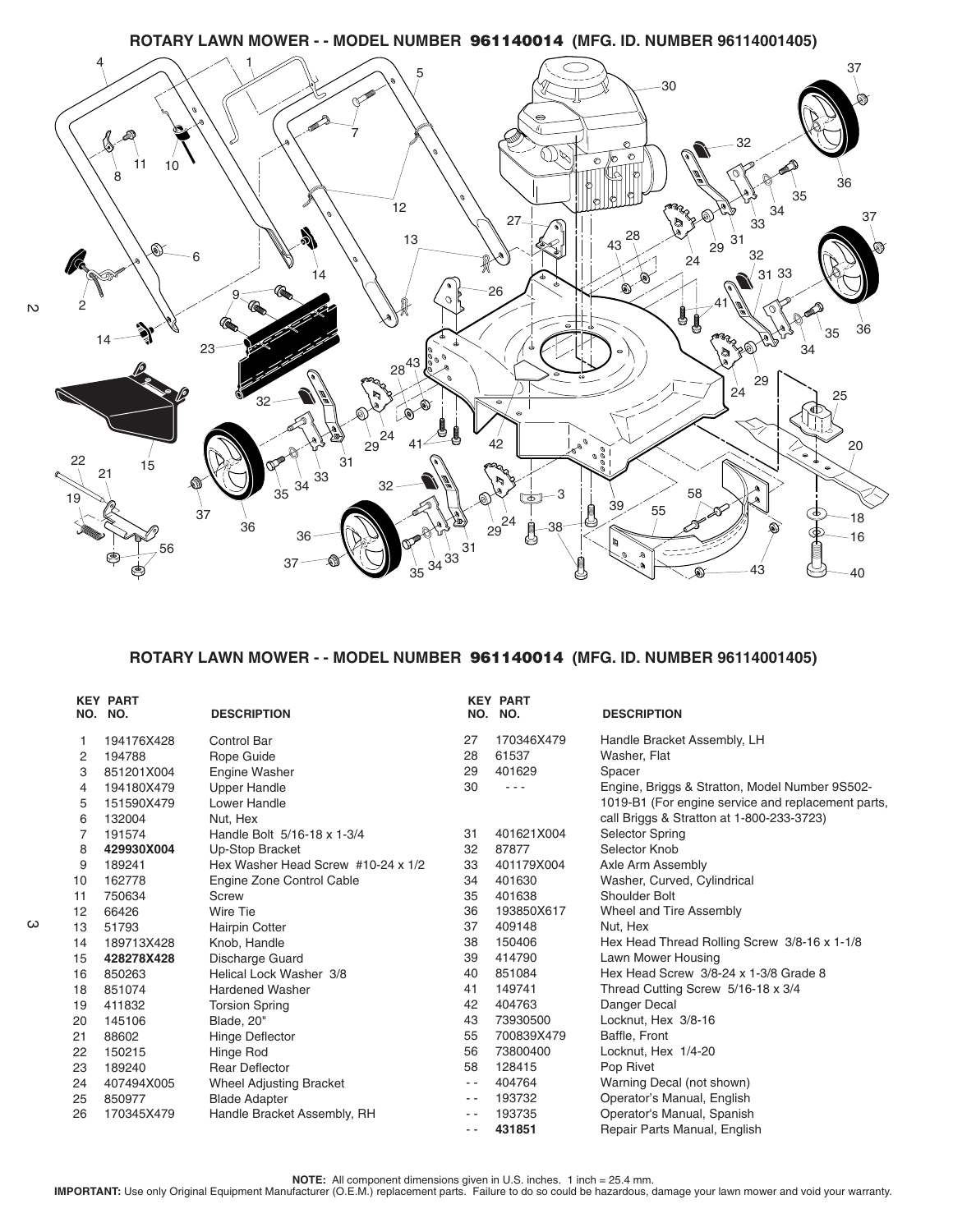## ROTARY LAWN MOWER - - MODEL NUMBER 961140014 (MFG. ID. NUMBER 96114001405)

4
1
5
37
30
7
32
11
10
8
36
35
12
34
27
33
37
28
43
29
31
24
13
32
6
31
33
14
26
2
41
35
36
9
34
14
23
29
28
43
24
25
32
24
41
42
20
29
31
22
15
33
21
32
3
34
58
35
19
39
18
37
55
36
24
29
38
16
56
36
33
31
34
37
43
35
40

## ROTARY LAWN MOWER - - MODEL NUMBER 961140014 (MFG. ID. NUMBER 96114001405)

| KEY NO. | PART NO. | DESCRIPTION |
|---|---|---|
| 1 | 194176X428 | Control Bar |
| 2 | 194788 | Rope Guide |
| 3 | 851201X004 | Engine Washer |
| 4 | 194180X479 | Upper Handle |
| 5 | 151590X479 | Lower Handle |
| 6 | 132004 | Nut, Hex |
| 7 | 191574 | Handle Bolt 5/16-18 x 1-3/4 |
| 8 | **429930X004** | Up-Stop Bracket |
| 9 | 189241 | Hex Washer Head Screw #10-24 x 1/2 |
| 10 | 162778 | Engine Zone Control Cable |
| 11 | 750634 | Screw |
| 12 | 66426 | Wire Tie |
| 13 | 51793 | Hairpin Cotter |
| 14 | 189713X428 | Knob, Handle |
| 15 | **428278X428** | Discharge Guard |
| 16 | 850263 | Helical Lock Washer 3/8 |
| 18 | 851074 | Hardened Washer |
| 19 | 411832 | Torsion Spring |
| 20 | 145106 | Blade, 20" |
| 21 | 88602 | Hinge Deflector |
| 22 | 150215 | Hinge Rod |
| 23 | 189240 | Rear Deflector |
| 24 | 407494X005 | Wheel Adjusting Bracket |
| 25 | 850977 | Blade Adapter |
| 26 | 170345X479 | Handle Bracket Assembly, RH |
| 27 | 170346X479 | Handle Bracket Assembly, LH |
| 28 | 61537 | Washer, Flat |
| 29 | 401629 | Spacer |
| 30 | - - - | Engine, Briggs & Stratton, Model Number 9S502-1019-B1 (For engine service and replacement parts, call Briggs & Stratton at 1-800-233-3723) |
| 31 | 401621X004 | Selector Spring |
| 32 | 87877 | Selector Knob |
| 33 | 401179X004 | Axle Arm Assembly |
| 34 | 401630 | Washer, Curved, Cylindrical |
| 35 | 401638 | Shoulder Bolt |
| 36 | 193850X617 | Wheel and Tire Assembly |
| 37 | 409148 | Nut, Hex |
| 38 | 150406 | Hex Head Thread Rolling Screw 3/8-16 x 1-1/8 |
| 39 | 414790 | Lawn Mower Housing |
| 40 | 851084 | Hex Head Screw 3/8-24 x 1-3/8 Grade 8 |
| 41 | 149741 | Thread Cutting Screw 5/16-18 x 3/4 |
| 42 | 404763 | Danger Decal |
| 43 | 73930500 | Locknut, Hex 3/8-16 |
| 55 | 700839X479 | Baffle, Front |
| 56 | 73800400 | Locknut, Hex 1/4-20 |
| 58 | 128415 | Pop Rivet |
| - - | 404764 | Warning Decal (not shown) |
| - - | 193732 | Operator's Manual, English |
| - - | 193735 | Operator's Manual, Spanish |
| - - | **431851** | Repair Parts Manual, English |

**NOTE:** All component dimensions given in U.S. inches. 1 inch = 25.4 mm.
**IMPORTANT:** Use only Original Equipment Manufacturer (O.E.M.) replacement parts. Failure to do so could be hazardous, damage your lawn mower and void your warranty.